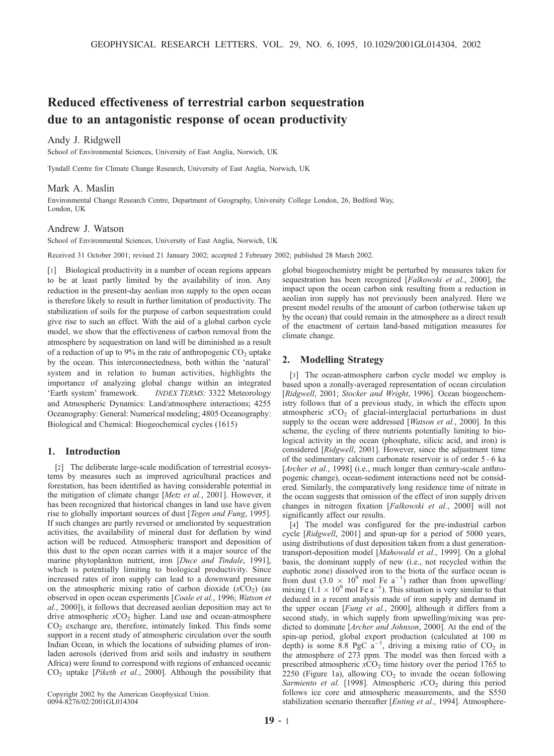# Reduced effectiveness of terrestrial carbon sequestration due to an antagonistic response of ocean productivity

Andy J. Ridgwell

School of Environmental Sciences, University of East Anglia, Norwich, UK

Tyndall Centre for Climate Change Research, University of East Anglia, Norwich, UK

Mark A. Maslin

Environmental Change Research Centre, Department of Geography, University College London, 26, Bedford Way, London, UK

Andrew J. Watson

School of Environmental Sciences, University of East Anglia, Norwich, UK

Received 31 October 2001; revised 21 January 2002; accepted 2 February 2002; published 28 March 2002.

[1] Biological productivity in a number of ocean regions appears to be at least partly limited by the availability of iron. Any reduction in the present-day aeolian iron supply to the open ocean is therefore likely to result in further limitation of productivity. The stabilization of soils for the purpose of carbon sequestration could give rise to such an effect. With the aid of a global carbon cycle model, we show that the effectiveness of carbon removal from the atmosphere by sequestration on land will be diminished as a result of a reduction of up to 9% in the rate of anthropogenic $CO_2$ uptake by the ocean. This interconnectedness, both within the 'natural' system and in relation to human activities, highlights the importance of analyzing global change within an integrated 'Earth system' framework. *INDEX TERMS:* 3322 Meteorology and Atmospheric Dynamics: Land/atmosphere interactions; 4255 Oceanography: General: Numerical modeling; 4805 Oceanography: Biological and Chemical: Biogeochemical cycles (1615)

## 1. Introduction

[2] The deliberate large-scale modification of terrestrial ecosystems by measures such as improved agricultural practices and forestation, has been identified as having considerable potential in the mitigation of climate change [*Metz et al.*, 2001]. However, it has been recognized that historical changes in land use have given rise to globally important sources of dust [*Tegen and Fung*, 1995]. If such changes are partly reversed or ameliorated by sequestration activities, the availability of mineral dust for deflation by wind action will be reduced. Atmospheric transport and deposition of this dust to the open ocean carries with it a major source of the marine phytoplankton nutrient, iron [*Duce and Tindale*, 1991], which is potentially limiting to biological productivity. Since increased rates of iron supply can lead to a downward pressure on the atmospheric mixing ratio of carbon dioxide ($xCO_2$) (as observed in open ocean experiments [*Coale et al.*, 1996; *Watson et al.*, 2000]), it follows that decreased aeolian deposition may act to drive atmospheric $xCO_2$ higher. Land use and ocean-atmosphere $CO_2$ exchange are, therefore, intimately linked. This finds some support in a recent study of atmospheric circulation over the south Indian Ocean, in which the locations of subsiding plumes of iron-laden aerosols (derived from arid soils and industry in southern Africa) were found to correspond with regions of enhanced oceanic $CO_2$ uptake [*Piketh et al.*, 2000]. Although the possibility that global biogeochemistry might be perturbed by measures taken for sequestration has been recognized [*Falkowski et al.*, 2000], the impact upon the ocean carbon sink resulting from a reduction in aeolian iron supply has not previously been analyzed. Here we present model results of the amount of carbon (otherwise taken up by the ocean) that could remain in the atmosphere as a direct result of the enactment of certain land-based mitigation measures for climate change.

## 2. Modelling Strategy

[3] The ocean-atmosphere carbon cycle model we employ is based upon a zonally-averaged representation of ocean circulation [*Ridgwell*, 2001; *Stocker and Wright*, 1996]. Ocean biogeochemistry follows that of a previous study, in which the effects upon atmospheric $xCO_2$ of glacial-interglacial perturbations in dust supply to the ocean were addressed [*Watson et al.*, 2000]. In this scheme, the cycling of three nutrients potentially limiting to biological activity in the ocean (phosphate, silicic acid, and iron) is considered [*Ridgwell*, 2001]. However, since the adjustment time of the sedimentary calcium carbonate reservoir is of order 5–6 ka [*Archer et al.*, 1998] (i.e., much longer than century-scale anthropogenic change), ocean-sediment interactions need not be considered. Similarly, the comparatively long residence time of nitrate in the ocean suggests that omission of the effect of iron supply driven changes in nitrogen fixation [*Falkowski et al.*, 2000] will not significantly affect our results.

[4] The model was configured for the pre-industrial carbon cycle [*Ridgwell*, 2001] and spun-up for a period of 5000 years, using distributions of dust deposition taken from a dust generation-transport-deposition model [*Mahowald et al.*, 1999]. On a global basis, the dominant supply of new (i.e., not recycled within the euphotic zone) dissolved iron to the biota of the surface ocean is from dust ($3.0 \times 10^9$ mol Fe $a^{-1}$) rather than from upwelling/mixing ($1.1 \times 10^9$ mol Fe $a^{-1}$). This situation is very similar to that deduced in a recent analysis made of iron supply and demand in the upper ocean [*Fung et al.*, 2000], although it differs from a second study, in which supply from upwelling/mixing was predicted to dominate [*Archer and Johnson*, 2000]. At the end of the spin-up period, global export production (calculated at 100 m depth) is some 8.8 PgC $a^{-1}$, driving a mixing ratio of $CO_2$ in the atmosphere of 273 ppm. The model was then forced with a prescribed atmospheric $xCO_2$ time history over the period 1765 to 2250 (Figure 1a), allowing $CO_2$ to invade the ocean following *Sarmiento et al.* [1998]. Atmospheric $xCO_2$ during this period follows ice core and atmospheric measurements, and the S550 stabilization scenario thereafter [*Enting et al.*, 1994]. Atmosphere-

Copyright 2002 by the American Geophysical Union.
0094-8276/02/2001GL014304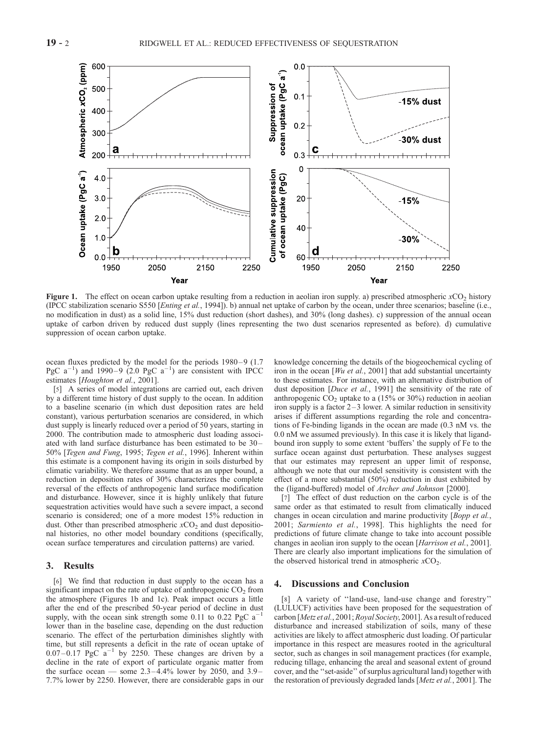**Figure 1.** The effect on ocean carbon uptake resulting from a reduction in aeolian iron supply. a) prescribed atmospheric $xCO_2$ history (IPCC stabilization scenario S550 [*Enting et al.*, 1994]). b) annual net uptake of carbon by the ocean, under three scenarios; baseline (i.e., no modification in dust) as a solid line, 15% dust reduction (short dashes), and 30% (long dashes). c) suppression of the annual ocean uptake of carbon driven by reduced dust supply (lines representing the two dust scenarios represented as before). d) cumulative suppression of ocean carbon uptake.

ocean fluxes predicted by the model for the periods 1980–9 (1.7 PgC $a^{-1}$) and 1990–9 (2.0 PgC $a^{-1}$) are consistent with IPCC estimates [*Houghton et al.*, 2001].

[5] A series of model integrations are carried out, each driven by a different time history of dust supply to the ocean. In addition to a baseline scenario (in which dust deposition rates are held constant), various perturbation scenarios are considered, in which dust supply is linearly reduced over a period of 50 years, starting in 2000. The contribution made to atmospheric dust loading associated with land surface disturbance has been estimated to be 30–50% [*Tegen and Fung*, 1995; *Tegen et al.*, 1996]. Inherent within this estimate is a component having its origin in soils disturbed by climatic variability. We therefore assume that as an upper bound, a reduction in deposition rates of 30% characterizes the complete reversal of the effects of anthropogenic land surface modification and disturbance. However, since it is highly unlikely that future sequestration activities would have such a severe impact, a second scenario is considered; one of a more modest 15% reduction in dust. Other than prescribed atmospheric $xCO_2$ and dust depositional histories, no other model boundary conditions (specifically, ocean surface temperatures and circulation patterns) are varied.

## 3. Results

[6] We find that reduction in dust supply to the ocean has a significant impact on the rate of uptake of anthropogenic $CO_2$ from the atmosphere (Figures 1b and 1c). Peak impact occurs a little after the end of the prescribed 50-year period of decline in dust supply, with the ocean sink strength some 0.11 to 0.22 PgC $a^{-1}$ lower than in the baseline case, depending on the dust reduction scenario. The effect of the perturbation diminishes slightly with time, but still represents a deficit in the rate of ocean uptake of 0.07–0.17 PgC $a^{-1}$ by 2250. These changes are driven by a decline in the rate of export of particulate organic matter from the surface ocean — some 2.3–4.4% lower by 2050, and 3.9–7.7% lower by 2250. However, there are considerable gaps in our knowledge concerning the details of the biogeochemical cycling of iron in the ocean [*Wu et al.*, 2001] that add substantial uncertainty to these estimates. For instance, with an alternative distribution of dust deposition [*Duce et al.*, 1991] the sensitivity of the rate of anthropogenic $CO_2$ uptake to a (15% or 30%) reduction in aeolian iron supply is a factor 2–3 lower. A similar reduction in sensitivity arises if different assumptions regarding the role and concentrations of Fe-binding ligands in the ocean are made (0.3 nM vs. the 0.0 nM we assumed previously). In this case it is likely that ligand-bound iron supply to some extent 'buffers' the supply of Fe to the surface ocean against dust perturbation. These analyses suggest that our estimates may represent an upper limit of response, although we note that our model sensitivity is consistent with the effect of a more substantial (50%) reduction in dust exhibited by the (ligand-buffered) model of *Archer and Johnson* [2000].

[7] The effect of dust reduction on the carbon cycle is of the same order as that estimated to result from climatically induced changes in ocean circulation and marine productivity [*Bopp et al.*, 2001; *Sarmiento et al.*, 1998]. This highlights the need for predictions of future climate change to take into account possible changes in aeolian iron supply to the ocean [*Harrison et al.*, 2001]. There are clearly also important implications for the simulation of the observed historical trend in atmospheric $xCO_2$.

## 4. Discussions and Conclusion

[8] A variety of "land-use, land-use change and forestry" (LULUCF) activities have been proposed for the sequestration of carbon [*Metz et al.*, 2001; *Royal Society*, 2001]. As a result of reduced disturbance and increased stabilization of soils, many of these activities are likely to affect atmospheric dust loading. Of particular importance in this respect are measures rooted in the agricultural sector, such as changes in soil management practices (for example, reducing tillage, enhancing the areal and seasonal extent of ground cover, and the "set-aside" of surplus agricultural land) together with the restoration of previously degraded lands [*Metz et al.*, 2001]. The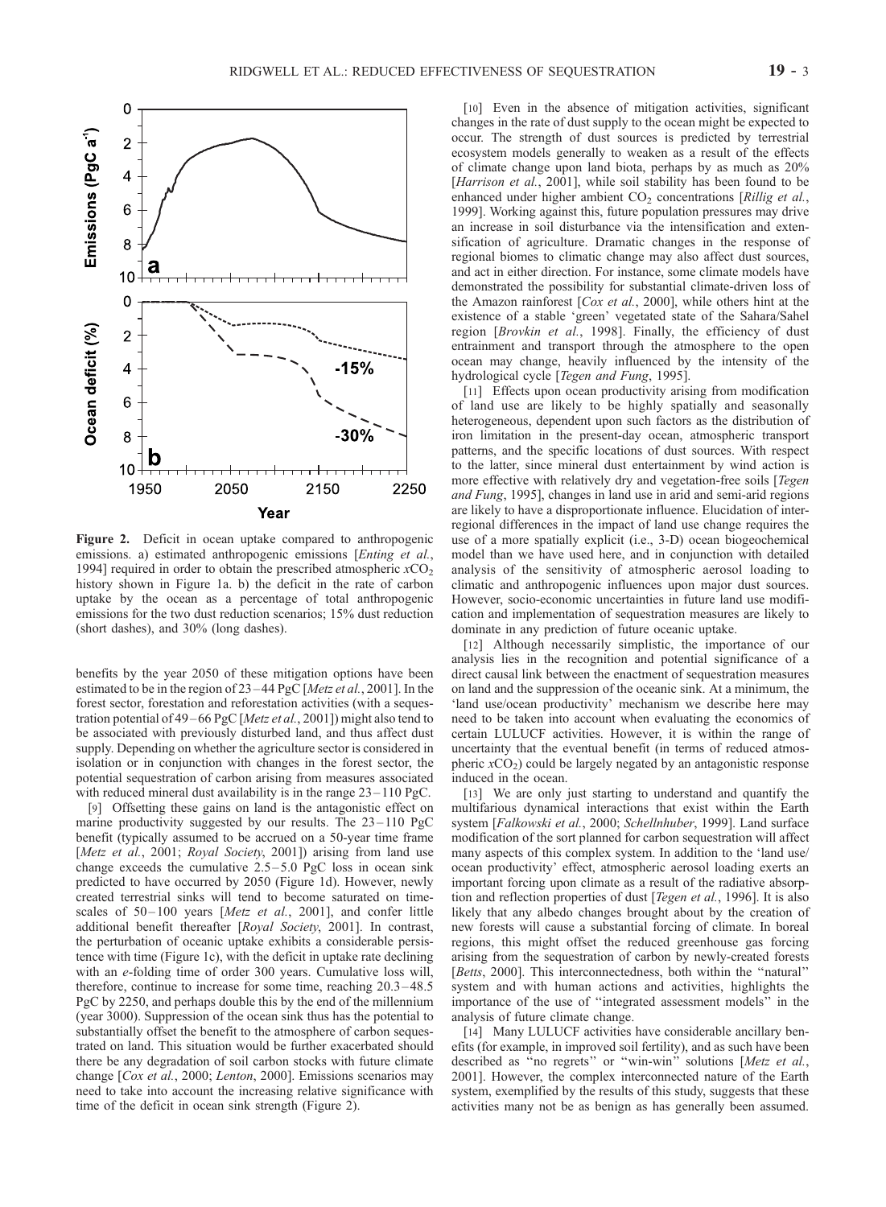Figure 2. Deficit in ocean uptake compared to anthropogenic emissions. a) estimated anthropogenic emissions [*Enting et al.*, 1994] required in order to obtain the prescribed atmospheric $xCO_2$ history shown in Figure 1a. b) the deficit in the rate of carbon uptake by the ocean as a percentage of total anthropogenic emissions for the two dust reduction scenarios; 15% dust reduction (short dashes), and 30% (long dashes).

benefits by the year 2050 of these mitigation options have been estimated to be in the region of 23–44 PgC [*Metz et al.*, 2001]. In the forest sector, forestation and reforestation activities (with a sequestration potential of 49–66 PgC [*Metz et al.*, 2001]) might also tend to be associated with previously disturbed land, and thus affect dust supply. Depending on whether the agriculture sector is considered in isolation or in conjunction with changes in the forest sector, the potential sequestration of carbon arising from measures associated with reduced mineral dust availability is in the range 23–110 PgC.

[9] Offsetting these gains on land is the antagonistic effect on marine productivity suggested by our results. The 23–110 PgC benefit (typically assumed to be accrued on a 50-year time frame [*Metz et al.*, 2001; *Royal Society*, 2001]) arising from land use change exceeds the cumulative 2.5–5.0 PgC loss in ocean sink predicted to have occurred by 2050 (Figure 1d). However, newly created terrestrial sinks will tend to become saturated on timescales of 50–100 years [*Metz et al.*, 2001], and confer little additional benefit thereafter [*Royal Society*, 2001]. In contrast, the perturbation of oceanic uptake exhibits a considerable persistence with time (Figure 1c), with the deficit in uptake rate declining with an *e*-folding time of order 300 years. Cumulative loss will, therefore, continue to increase for some time, reaching 20.3–48.5 PgC by 2250, and perhaps double this by the end of the millennium (year 3000). Suppression of the ocean sink thus has the potential to substantially offset the benefit to the atmosphere of carbon sequestrated on land. This situation would be further exacerbated should there be any degradation of soil carbon stocks with future climate change [*Cox et al.*, 2000; *Lenton*, 2000]. Emissions scenarios may need to take into account the increasing relative significance with time of the deficit in ocean sink strength (Figure 2).

[10] Even in the absence of mitigation activities, significant changes in the rate of dust supply to the ocean might be expected to occur. The strength of dust sources is predicted by terrestrial ecosystem models generally to weaken as a result of the effects of climate change upon land biota, perhaps by as much as 20% [*Harrison et al.*, 2001], while soil stability has been found to be enhanced under higher ambient $CO_2$ concentrations [*Rillig et al.*, 1999]. Working against this, future population pressures may drive an increase in soil disturbance via the intensification and extensification of agriculture. Dramatic changes in the response of regional biomes to climatic change may also affect dust sources, and act in either direction. For instance, some climate models have demonstrated the possibility for substantial climate-driven loss of the Amazon rainforest [*Cox et al.*, 2000], while others hint at the existence of a stable 'green' vegetated state of the Sahara/Sahel region [*Brovkin et al.*, 1998]. Finally, the efficiency of dust entrainment and transport through the atmosphere to the open ocean may change, heavily influenced by the intensity of the hydrological cycle [*Tegen and Fung*, 1995].

[11] Effects upon ocean productivity arising from modification of land use are likely to be highly spatially and seasonally heterogeneous, dependent upon such factors as the distribution of iron limitation in the present-day ocean, atmospheric transport patterns, and the specific locations of dust sources. With respect to the latter, since mineral dust entertainment by wind action is more effective with relatively dry and vegetation-free soils [*Tegen and Fung*, 1995], changes in land use in arid and semi-arid regions are likely to have a disproportionate influence. Elucidation of inter-regional differences in the impact of land use change requires the use of a more spatially explicit (i.e., 3-D) ocean biogeochemical model than we have used here, and in conjunction with detailed analysis of the sensitivity of atmospheric aerosol loading to climatic and anthropogenic influences upon major dust sources. However, socio-economic uncertainties in future land use modification and implementation of sequestration measures are likely to dominate in any prediction of future oceanic uptake.

[12] Although necessarily simplistic, the importance of our analysis lies in the recognition and potential significance of a direct causal link between the enactment of sequestration measures on land and the suppression of the oceanic sink. At a minimum, the 'land use/ocean productivity' mechanism we describe here may need to be taken into account when evaluating the economics of certain LULUCF activities. However, it is within the range of uncertainty that the eventual benefit (in terms of reduced atmospheric $xCO_2$) could be largely negated by an antagonistic response induced in the ocean.

[13] We are only just starting to understand and quantify the multifarious dynamical interactions that exist within the Earth system [*Falkowski et al.*, 2000; *Schellnhuber*, 1999]. Land surface modification of the sort planned for carbon sequestration will affect many aspects of this complex system. In addition to the 'land use/ocean productivity' effect, atmospheric aerosol loading exerts an important forcing upon climate as a result of the radiative absorption and reflection properties of dust [*Tegen et al.*, 1996]. It is also likely that any albedo changes brought about by the creation of new forests will cause a substantial forcing of climate. In boreal regions, this might offset the reduced greenhouse gas forcing arising from the sequestration of carbon by newly-created forests [*Betts*, 2000]. This interconnectedness, both within the "natural" system and with human actions and activities, highlights the importance of the use of "integrated assessment models" in the analysis of future climate change.

[14] Many LULUCF activities have considerable ancillary benefits (for example, in improved soil fertility), and as such have been described as "no regrets" or "win-win" solutions [*Metz et al.*, 2001]. However, the complex interconnected nature of the Earth system, exemplified by the results of this study, suggests that these activities many not be as benign as has generally been assumed.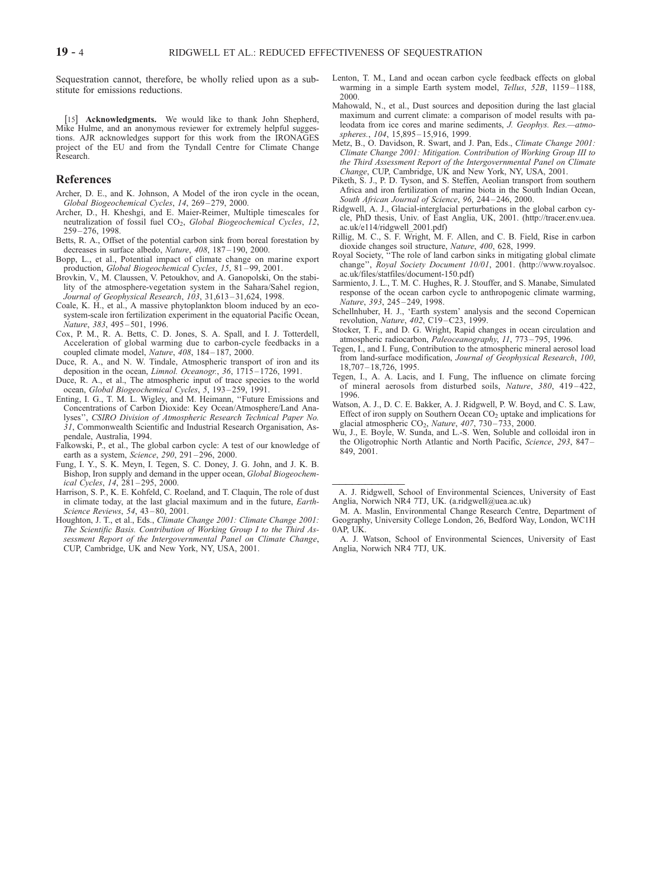Sequestration cannot, therefore, be wholly relied upon as a substitute for emissions reductions.

[15] **Acknowledgments.** We would like to thank John Shepherd, Mike Hulme, and an anonymous reviewer for extremely helpful suggestions. AJR acknowledges support for this work from the IRONAGES project of the EU and from the Tyndall Centre for Climate Change Research.

## References

Archer, D. E., and K. Johnson, A Model of the iron cycle in the ocean, *Global Biogeochemical Cycles*, *14*, 269–279, 2000.

Archer, D., H. Kheshgi, and E. Maier-Reimer, Multiple timescales for neutralization of fossil fuel $CO_2$, *Global Biogeochemical Cycles*, *12*, 259–276, 1998.

Betts, R. A., Offset of the potential carbon sink from boreal forestation by decreases in surface albedo, *Nature*, *408*, 187–190, 2000.

Bopp, L., et al., Potential impact of climate change on marine export production, *Global Biogeochemical Cycles*, *15*, 81–99, 2001.

Brovkin, V., M. Claussen, V. Petoukhov, and A. Ganopolski, On the stability of the atmosphere-vegetation system in the Sahara/Sahel region, *Journal of Geophysical Research*, *103*, 31,613–31,624, 1998.

Coale, K. H., et al., A massive phytoplankton bloom induced by an ecosystem-scale iron fertilization experiment in the equatorial Pacific Ocean, *Nature*, *383*, 495–501, 1996.

Cox, P. M., R. A. Betts, C. D. Jones, S. A. Spall, and I. J. Totterdell, Acceleration of global warming due to carbon-cycle feedbacks in a coupled climate model, *Nature*, *408*, 184–187, 2000.

Duce, R. A., and N. W. Tindale, Atmospheric transport of iron and its deposition in the ocean, *Limnol. Oceanogr.*, *36*, 1715–1726, 1991.

Duce, R. A., et al., The atmospheric input of trace species to the world ocean, *Global Biogeochemical Cycles*, *5*, 193–259, 1991.

Enting, I. G., T. M. L. Wigley, and M. Heimann, "Future Emissions and Concentrations of Carbon Dioxide: Key Ocean/Atmosphere/Land Analyses", *CSIRO Division of Atmospheric Research Technical Paper No. 31*, Commonwealth Scientific and Industrial Research Organisation, Aspendale, Australia, 1994.

Falkowski, P., et al., The global carbon cycle: A test of our knowledge of earth as a system, *Science*, *290*, 291–296, 2000.

Fung, I. Y., S. K. Meyn, I. Tegen, S. C. Doney, J. G. John, and J. K. B. Bishop, Iron supply and demand in the upper ocean, *Global Biogeochemical Cycles*, *14*, 281–295, 2000.

Harrison, S. P., K. E. Kohfeld, C. Roeland, and T. Claquin, The role of dust in climate today, at the last glacial maximum and in the future, *Earth-Science Reviews*, *54*, 43–80, 2001.

Houghton, J. T., et al., Eds., *Climate Change 2001: Climate Change 2001: The Scientific Basis. Contribution of Working Group I to the Third Assessment Report of the Intergovernmental Panel on Climate Change*, CUP, Cambridge, UK and New York, NY, USA, 2001.

Lenton, T. M., Land and ocean carbon cycle feedback effects on global warming in a simple Earth system model, *Tellus*, *52B*, 1159–1188, 2000.

Mahowald, N., et al., Dust sources and deposition during the last glacial maximum and current climate: a comparison of model results with paleodata from ice cores and marine sediments, *J. Geophys. Res.—atmospheres.*, *104*, 15,895–15,916, 1999.

Metz, B., O. Davidson, R. Swart, and J. Pan, Eds., *Climate Change 2001: Climate Change 2001: Mitigation. Contribution of Working Group III to the Third Assessment Report of the Intergovernmental Panel on Climate Change*, CUP, Cambridge, UK and New York, NY, USA, 2001.

Piketh, S. J., P. D. Tyson, and S. Steffen, Aeolian transport from southern Africa and iron fertilization of marine biota in the South Indian Ocean, *South African Journal of Science*, *96*, 244–246, 2000.

Ridgwell, A. J., Glacial-interglacial perturbations in the global carbon cycle, PhD thesis, Univ. of East Anglia, UK, 2001. (http://tracer.env.uea.ac.uk/e114/ridgwell_2001.pdf)

Rillig, M. C., S. F. Wright, M. F. Allen, and C. B. Field, Rise in carbon dioxide changes soil structure, *Nature*, *400*, 628, 1999.

Royal Society, "The role of land carbon sinks in mitigating global climate change", *Royal Society Document 10/01*, 2001. (http://www.royalsoc.ac.uk/files/statfiles/document-150.pdf)

Sarmiento, J. L., T. M. C. Hughes, R. J. Stouffer, and S. Manabe, Simulated response of the ocean carbon cycle to anthropogenic climate warming, *Nature*, *393*, 245–249, 1998.

Schellnhuber, H. J., 'Earth system' analysis and the second Copernican revolution, *Nature*, *402*, C19–C23, 1999.

Stocker, T. F., and D. G. Wright, Rapid changes in ocean circulation and atmospheric radiocarbon, *Paleoceanography*, *11*, 773–795, 1996.

Tegen, I., and I. Fung, Contribution to the atmospheric mineral aerosol load from land-surface modification, *Journal of Geophysical Research*, *100*, 18,707–18,726, 1995.

Tegen, I., A. A. Lacis, and I. Fung, The influence on climate forcing of mineral aerosols from disturbed soils, *Nature*, *380*, 419–422, 1996.

Watson, A. J., D. C. E. Bakker, A. J. Ridgwell, P. W. Boyd, and C. S. Law, Effect of iron supply on Southern Ocean $CO_2$ uptake and implications for glacial atmospheric $CO_2$, *Nature*, *407*, 730–733, 2000.

Wu, J., E. Boyle, W. Sunda, and L.-S. Wen, Soluble and colloidal iron in the Oligotrophic North Atlantic and North Pacific, *Science*, *293*, 847–849, 2001.

---

A. J. Ridgwell, School of Environmental Sciences, University of East Anglia, Norwich NR4 7TJ, UK. (a.ridgwell@uea.ac.uk)

M. A. Maslin, Environmental Change Research Centre, Department of Geography, University College London, 26, Bedford Way, London, WC1H 0AP, UK.

A. J. Watson, School of Environmental Sciences, University of East Anglia, Norwich NR4 7TJ, UK.